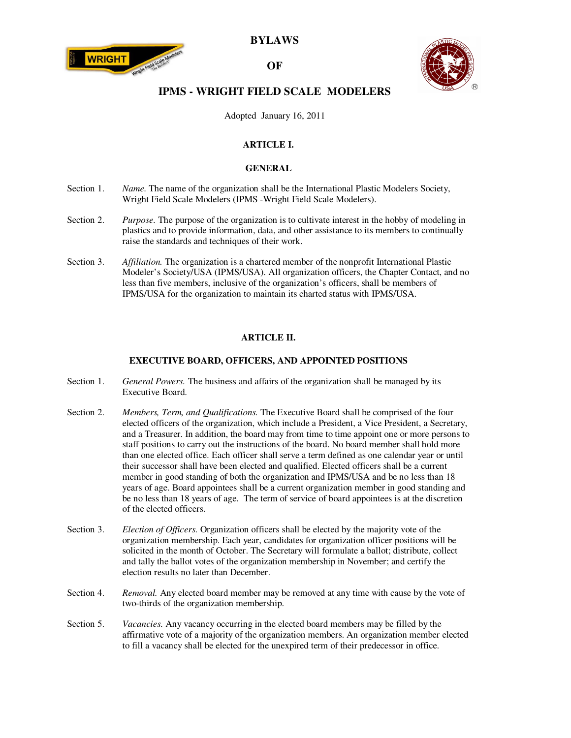# BYLAWS

# OF

# IPMS - WRIGHT FIELD SCALE MODELERS

Adopted January 16, 2011

## ARTICLE I.

## GENERAL

Section 1. *Name.* The name of the organization shall be the International Plastic Modelers Society, Wright Field Scale Modelers (IPMS -Wright Field Scale Modelers).

Section 2. *Purpose.* The purpose of the organization is to cultivate interest in the hobby of modeling in plastics and to provide information, data, and other assistance to its members to continually raise the standards and techniques of their work.

Section 3. *Affiliation.* The organization is a chartered member of the nonprofit International Plastic Modeler's Society/USA (IPMS/USA). All organization officers, the Chapter Contact, and no less than five members, inclusive of the organization's officers, shall be members of IPMS/USA for the organization to maintain its charted status with IPMS/USA.

## ARTICLE II.

## EXECUTIVE BOARD, OFFICERS, AND APPOINTED POSITIONS

Section 1. *General Powers.* The business and affairs of the organization shall be managed by its Executive Board.

Section 2. *Members, Term, and Qualifications.* The Executive Board shall be comprised of the four elected officers of the organization, which include a President, a Vice President, a Secretary, and a Treasurer. In addition, the board may from time to time appoint one or more persons to staff positions to carry out the instructions of the board. No board member shall hold more than one elected office. Each officer shall serve a term defined as one calendar year or until their successor shall have been elected and qualified. Elected officers shall be a current member in good standing of both the organization and IPMS/USA and be no less than 18 years of age. Board appointees shall be a current organization member in good standing and be no less than 18 years of age. The term of service of board appointees is at the discretion of the elected officers.

Section 3. *Election of Officers.* Organization officers shall be elected by the majority vote of the organization membership. Each year, candidates for organization officer positions will be solicited in the month of October. The Secretary will formulate a ballot; distribute, collect and tally the ballot votes of the organization membership in November; and certify the election results no later than December.

Section 4. *Removal.* Any elected board member may be removed at any time with cause by the vote of two-thirds of the organization membership.

Section 5. *Vacancies.* Any vacancy occurring in the elected board members may be filled by the affirmative vote of a majority of the organization members. An organization member elected to fill a vacancy shall be elected for the unexpired term of their predecessor in office.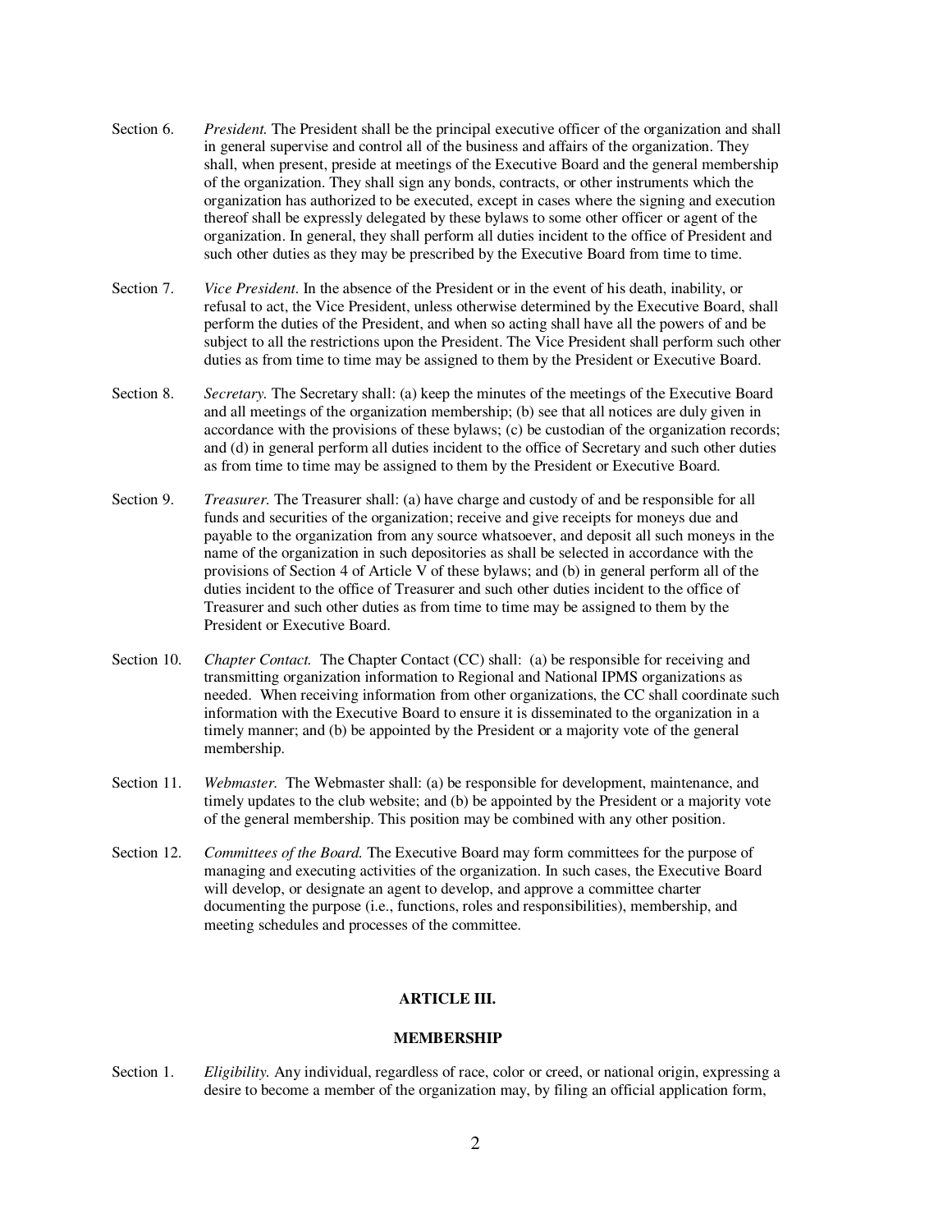Section 6. *President.* The President shall be the principal executive officer of the organization and shall in general supervise and control all of the business and affairs of the organization. They shall, when present, preside at meetings of the Executive Board and the general membership of the organization. They shall sign any bonds, contracts, or other instruments which the organization has authorized to be executed, except in cases where the signing and execution thereof shall be expressly delegated by these bylaws to some other officer or agent of the organization. In general, they shall perform all duties incident to the office of President and such other duties as they may be prescribed by the Executive Board from time to time.

Section 7. *Vice President.* In the absence of the President or in the event of his death, inability, or refusal to act, the Vice President, unless otherwise determined by the Executive Board, shall perform the duties of the President, and when so acting shall have all the powers of and be subject to all the restrictions upon the President. The Vice President shall perform such other duties as from time to time may be assigned to them by the President or Executive Board.

Section 8. *Secretary.* The Secretary shall: (a) keep the minutes of the meetings of the Executive Board and all meetings of the organization membership; (b) see that all notices are duly given in accordance with the provisions of these bylaws; (c) be custodian of the organization records; and (d) in general perform all duties incident to the office of Secretary and such other duties as from time to time may be assigned to them by the President or Executive Board.

Section 9. *Treasurer.* The Treasurer shall: (a) have charge and custody of and be responsible for all funds and securities of the organization; receive and give receipts for moneys due and payable to the organization from any source whatsoever, and deposit all such moneys in the name of the organization in such depositories as shall be selected in accordance with the provisions of Section 4 of Article V of these bylaws; and (b) in general perform all of the duties incident to the office of Treasurer and such other duties incident to the office of Treasurer and such other duties as from time to time may be assigned to them by the President or Executive Board.

Section 10. *Chapter Contact.* The Chapter Contact (CC) shall: (a) be responsible for receiving and transmitting organization information to Regional and National IPMS organizations as needed. When receiving information from other organizations, the CC shall coordinate such information with the Executive Board to ensure it is disseminated to the organization in a timely manner; and (b) be appointed by the President or a majority vote of the general membership.

Section 11. *Webmaster.* The Webmaster shall: (a) be responsible for development, maintenance, and timely updates to the club website; and (b) be appointed by the President or a majority vote of the general membership. This position may be combined with any other position.

Section 12. *Committees of the Board.* The Executive Board may form committees for the purpose of managing and executing activities of the organization. In such cases, the Executive Board will develop, or designate an agent to develop, and approve a committee charter documenting the purpose (i.e., functions, roles and responsibilities), membership, and meeting schedules and processes of the committee.

## ARTICLE III.

## MEMBERSHIP

Section 1. *Eligibility.* Any individual, regardless of race, color or creed, or national origin, expressing a desire to become a member of the organization may, by filing an official application form,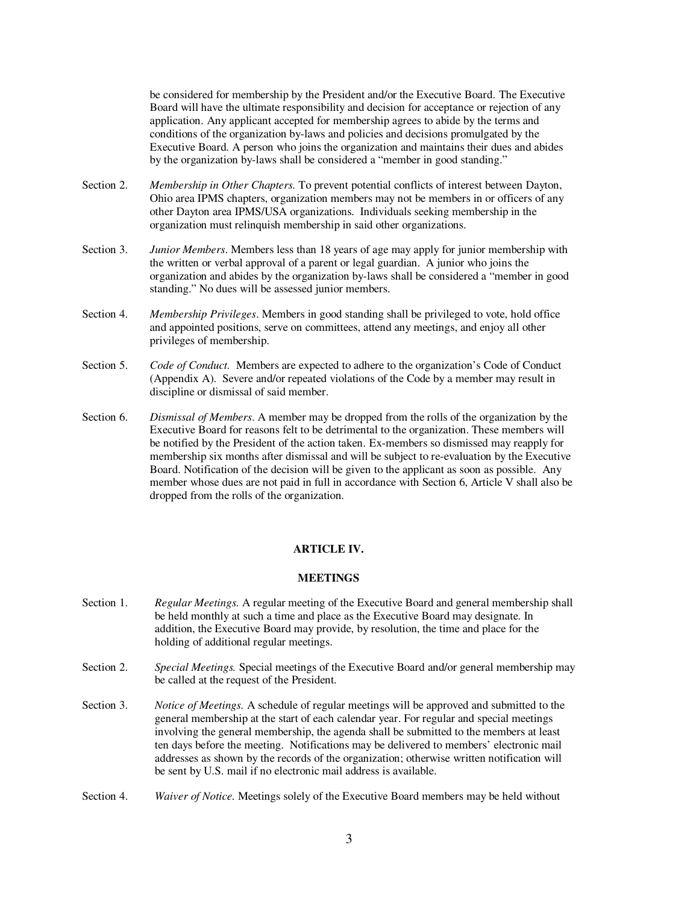be considered for membership by the President and/or the Executive Board. The Executive Board will have the ultimate responsibility and decision for acceptance or rejection of any application. Any applicant accepted for membership agrees to abide by the terms and conditions of the organization by-laws and policies and decisions promulgated by the Executive Board. A person who joins the organization and maintains their dues and abides by the organization by-laws shall be considered a "member in good standing."

Section 2. *Membership in Other Chapters.* To prevent potential conflicts of interest between Dayton, Ohio area IPMS chapters, organization members may not be members in or officers of any other Dayton area IPMS/USA organizations. Individuals seeking membership in the organization must relinquish membership in said other organizations.

Section 3. *Junior Members*. Members less than 18 years of age may apply for junior membership with the written or verbal approval of a parent or legal guardian. A junior who joins the organization and abides by the organization by-laws shall be considered a "member in good standing." No dues will be assessed junior members.

Section 4. *Membership Privileges*. Members in good standing shall be privileged to vote, hold office and appointed positions, serve on committees, attend any meetings, and enjoy all other privileges of membership.

Section 5. *Code of Conduct.* Members are expected to adhere to the organization's Code of Conduct (Appendix A). Severe and/or repeated violations of the Code by a member may result in discipline or dismissal of said member.

Section 6. *Dismissal of Members*. A member may be dropped from the rolls of the organization by the Executive Board for reasons felt to be detrimental to the organization. These members will be notified by the President of the action taken. Ex-members so dismissed may reapply for membership six months after dismissal and will be subject to re-evaluation by the Executive Board. Notification of the decision will be given to the applicant as soon as possible. Any member whose dues are not paid in full in accordance with Section 6, Article V shall also be dropped from the rolls of the organization.

## ARTICLE IV.

## MEETINGS

Section 1. *Regular Meetings.* A regular meeting of the Executive Board and general membership shall be held monthly at such a time and place as the Executive Board may designate. In addition, the Executive Board may provide, by resolution, the time and place for the holding of additional regular meetings.

Section 2. *Special Meetings.* Special meetings of the Executive Board and/or general membership may be called at the request of the President.

Section 3. *Notice of Meetings.* A schedule of regular meetings will be approved and submitted to the general membership at the start of each calendar year. For regular and special meetings involving the general membership, the agenda shall be submitted to the members at least ten days before the meeting. Notifications may be delivered to members' electronic mail addresses as shown by the records of the organization; otherwise written notification will be sent by U.S. mail if no electronic mail address is available.

Section 4. *Waiver of Notice.* Meetings solely of the Executive Board members may be held without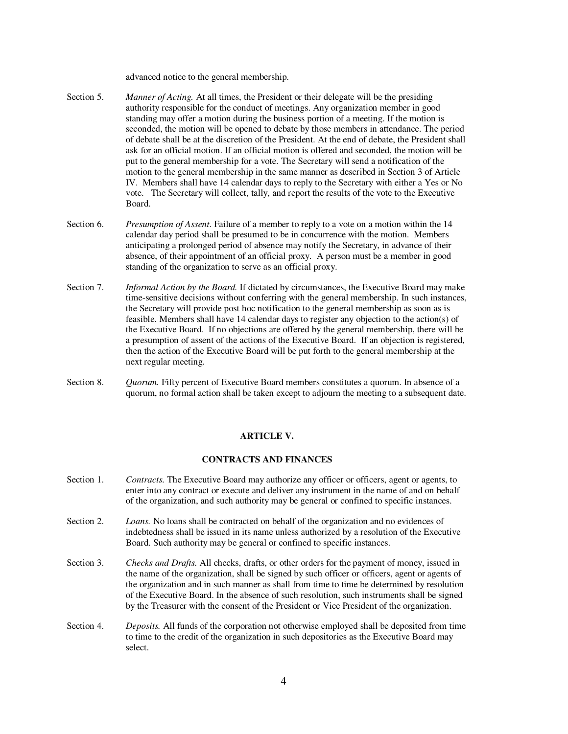advanced notice to the general membership.

Section 5. *Manner of Acting.* At all times, the President or their delegate will be the presiding authority responsible for the conduct of meetings. Any organization member in good standing may offer a motion during the business portion of a meeting. If the motion is seconded, the motion will be opened to debate by those members in attendance. The period of debate shall be at the discretion of the President. At the end of debate, the President shall ask for an official motion. If an official motion is offered and seconded, the motion will be put to the general membership for a vote. The Secretary will send a notification of the motion to the general membership in the same manner as described in Section 3 of Article IV. Members shall have 14 calendar days to reply to the Secretary with either a Yes or No vote. The Secretary will collect, tally, and report the results of the vote to the Executive Board.

Section 6. *Presumption of Assent.* Failure of a member to reply to a vote on a motion within the 14 calendar day period shall be presumed to be in concurrence with the motion. Members anticipating a prolonged period of absence may notify the Secretary, in advance of their absence, of their appointment of an official proxy. A person must be a member in good standing of the organization to serve as an official proxy.

Section 7. *Informal Action by the Board.* If dictated by circumstances, the Executive Board may make time-sensitive decisions without conferring with the general membership. In such instances, the Secretary will provide post hoc notification to the general membership as soon as is feasible. Members shall have 14 calendar days to register any objection to the action(s) of the Executive Board. If no objections are offered by the general membership, there will be a presumption of assent of the actions of the Executive Board. If an objection is registered, then the action of the Executive Board will be put forth to the general membership at the next regular meeting.

Section 8. *Quorum.* Fifty percent of Executive Board members constitutes a quorum. In absence of a quorum, no formal action shall be taken except to adjourn the meeting to a subsequent date.

## ARTICLE V.

## CONTRACTS AND FINANCES

Section 1. *Contracts.* The Executive Board may authorize any officer or officers, agent or agents, to enter into any contract or execute and deliver any instrument in the name of and on behalf of the organization, and such authority may be general or confined to specific instances.

Section 2. *Loans.* No loans shall be contracted on behalf of the organization and no evidences of indebtedness shall be issued in its name unless authorized by a resolution of the Executive Board. Such authority may be general or confined to specific instances.

Section 3. *Checks and Drafts.* All checks, drafts, or other orders for the payment of money, issued in the name of the organization, shall be signed by such officer or officers, agent or agents of the organization and in such manner as shall from time to time be determined by resolution of the Executive Board. In the absence of such resolution, such instruments shall be signed by the Treasurer with the consent of the President or Vice President of the organization.

Section 4. *Deposits.* All funds of the corporation not otherwise employed shall be deposited from time to time to the credit of the organization in such depositories as the Executive Board may select.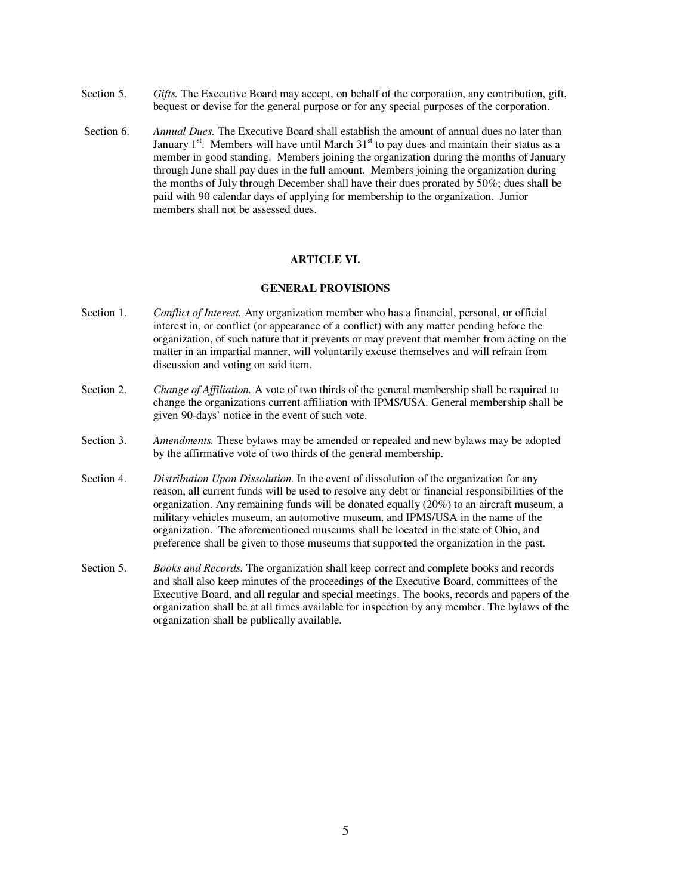Section 5. *Gifts.* The Executive Board may accept, on behalf of the corporation, any contribution, gift, bequest or devise for the general purpose or for any special purposes of the corporation.

Section 6. *Annual Dues.* The Executive Board shall establish the amount of annual dues no later than January 1st. Members will have until March 31st to pay dues and maintain their status as a member in good standing. Members joining the organization during the months of January through June shall pay dues in the full amount. Members joining the organization during the months of July through December shall have their dues prorated by 50%; dues shall be paid with 90 calendar days of applying for membership to the organization. Junior members shall not be assessed dues.

## ARTICLE VI.

## GENERAL PROVISIONS

Section 1. *Conflict of Interest.* Any organization member who has a financial, personal, or official interest in, or conflict (or appearance of a conflict) with any matter pending before the organization, of such nature that it prevents or may prevent that member from acting on the matter in an impartial manner, will voluntarily excuse themselves and will refrain from discussion and voting on said item.

Section 2. *Change of Affiliation.* A vote of two thirds of the general membership shall be required to change the organizations current affiliation with IPMS/USA. General membership shall be given 90-days' notice in the event of such vote.

Section 3. *Amendments.* These bylaws may be amended or repealed and new bylaws may be adopted by the affirmative vote of two thirds of the general membership.

Section 4. *Distribution Upon Dissolution.* In the event of dissolution of the organization for any reason, all current funds will be used to resolve any debt or financial responsibilities of the organization. Any remaining funds will be donated equally (20%) to an aircraft museum, a military vehicles museum, an automotive museum, and IPMS/USA in the name of the organization. The aforementioned museums shall be located in the state of Ohio, and preference shall be given to those museums that supported the organization in the past.

Section 5. *Books and Records.* The organization shall keep correct and complete books and records and shall also keep minutes of the proceedings of the Executive Board, committees of the Executive Board, and all regular and special meetings. The books, records and papers of the organization shall be at all times available for inspection by any member. The bylaws of the organization shall be publically available.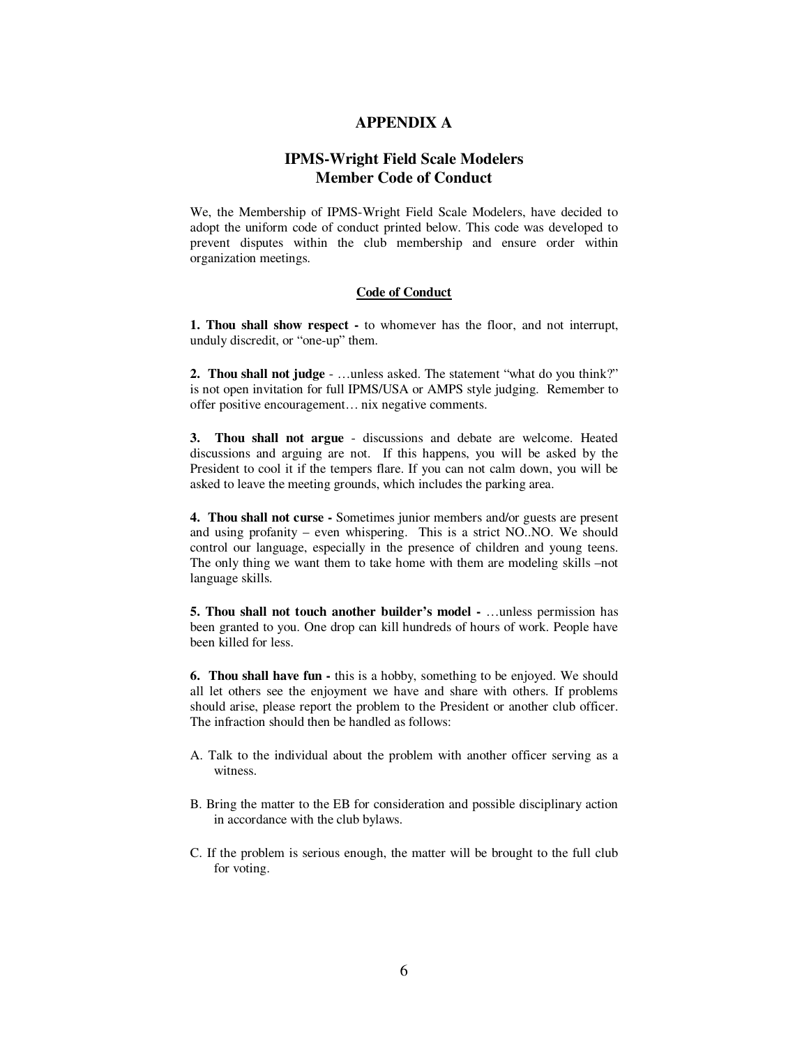# APPENDIX A

## IPMS-Wright Field Scale Modelers
## Member Code of Conduct

We, the Membership of IPMS-Wright Field Scale Modelers, have decided to adopt the uniform code of conduct printed below. This code was developed to prevent disputes within the club membership and ensure order within organization meetings.

### Code of Conduct

**1. Thou shall show respect -** to whomever has the floor, and not interrupt, unduly discredit, or "one-up" them.

**2. Thou shall not judge** - …unless asked. The statement "what do you think?" is not open invitation for full IPMS/USA or AMPS style judging. Remember to offer positive encouragement… nix negative comments.

**3. Thou shall not argue** - discussions and debate are welcome. Heated discussions and arguing are not. If this happens, you will be asked by the President to cool it if the tempers flare. If you can not calm down, you will be asked to leave the meeting grounds, which includes the parking area.

**4. Thou shall not curse -** Sometimes junior members and/or guests are present and using profanity – even whispering. This is a strict NO..NO. We should control our language, especially in the presence of children and young teens. The only thing we want them to take home with them are modeling skills –not language skills.

**5. Thou shall not touch another builder's model -** …unless permission has been granted to you. One drop can kill hundreds of hours of work. People have been killed for less.

**6. Thou shall have fun -** this is a hobby, something to be enjoyed. We should all let others see the enjoyment we have and share with others. If problems should arise, please report the problem to the President or another club officer. The infraction should then be handled as follows:

A. Talk to the individual about the problem with another officer serving as a witness.

B. Bring the matter to the EB for consideration and possible disciplinary action in accordance with the club bylaws.

C. If the problem is serious enough, the matter will be brought to the full club for voting.